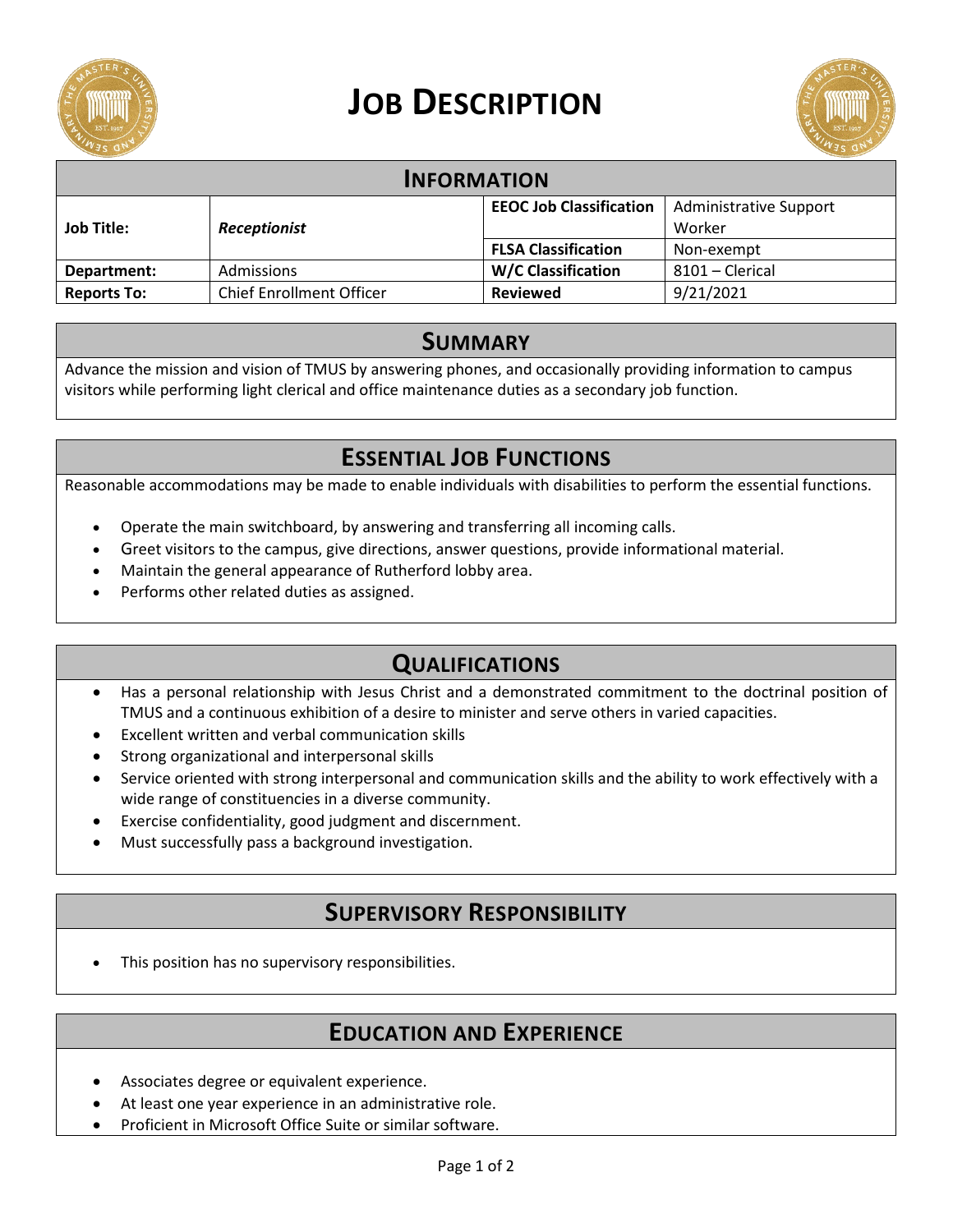# JOB DESCRIPTION

## INFORMATION

| | | | |
|---|---|---|---|
| **Job Title:** | ***Receptionist*** | **EEOC Job Classification** | Administrative Support Worker |
| | | **FLSA Classification** | Non-exempt |
| **Department:** | Admissions | **W/C Classification** | 8101 – Clerical |
| **Reports To:** | Chief Enrollment Officer | **Reviewed** | 9/21/2021 |

## SUMMARY

Advance the mission and vision of TMUS by answering phones, and occasionally providing information to campus visitors while performing light clerical and office maintenance duties as a secondary job function.

## ESSENTIAL JOB FUNCTIONS

Reasonable accommodations may be made to enable individuals with disabilities to perform the essential functions.

- Operate the main switchboard, by answering and transferring all incoming calls.
- Greet visitors to the campus, give directions, answer questions, provide informational material.
- Maintain the general appearance of Rutherford lobby area.
- Performs other related duties as assigned.

## QUALIFICATIONS

- Has a personal relationship with Jesus Christ and a demonstrated commitment to the doctrinal position of TMUS and a continuous exhibition of a desire to minister and serve others in varied capacities.
- Excellent written and verbal communication skills
- Strong organizational and interpersonal skills
- Service oriented with strong interpersonal and communication skills and the ability to work effectively with a wide range of constituencies in a diverse community.
- Exercise confidentiality, good judgment and discernment.
- Must successfully pass a background investigation.

## SUPERVISORY RESPONSIBILITY

- This position has no supervisory responsibilities.

## EDUCATION AND EXPERIENCE

- Associates degree or equivalent experience.
- At least one year experience in an administrative role.
- Proficient in Microsoft Office Suite or similar software.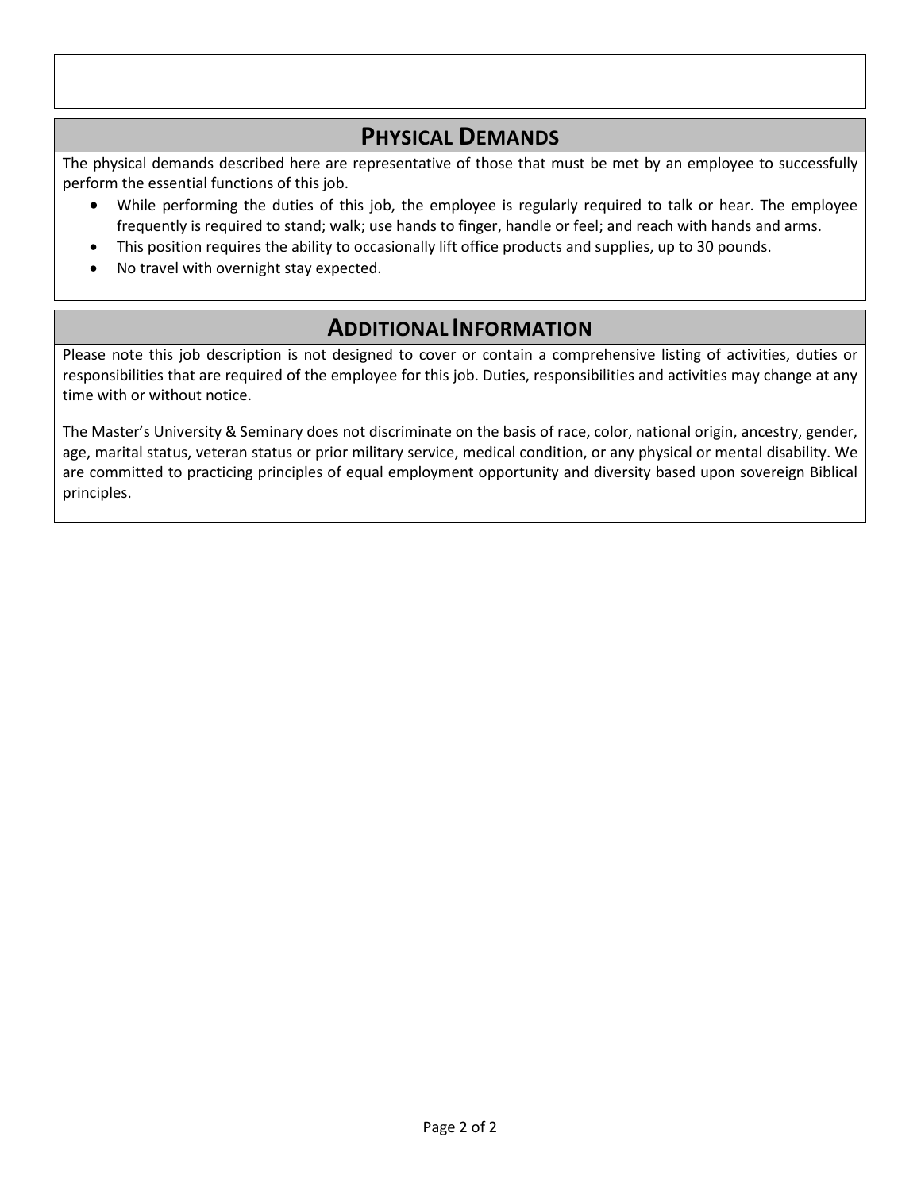## Physical Demands

The physical demands described here are representative of those that must be met by an employee to successfully perform the essential functions of this job.

- While performing the duties of this job, the employee is regularly required to talk or hear. The employee frequently is required to stand; walk; use hands to finger, handle or feel; and reach with hands and arms.
- This position requires the ability to occasionally lift office products and supplies, up to 30 pounds.
- No travel with overnight stay expected.

## Additional Information

Please note this job description is not designed to cover or contain a comprehensive listing of activities, duties or responsibilities that are required of the employee for this job. Duties, responsibilities and activities may change at any time with or without notice.

The Master's University & Seminary does not discriminate on the basis of race, color, national origin, ancestry, gender, age, marital status, veteran status or prior military service, medical condition, or any physical or mental disability. We are committed to practicing principles of equal employment opportunity and diversity based upon sovereign Biblical principles.